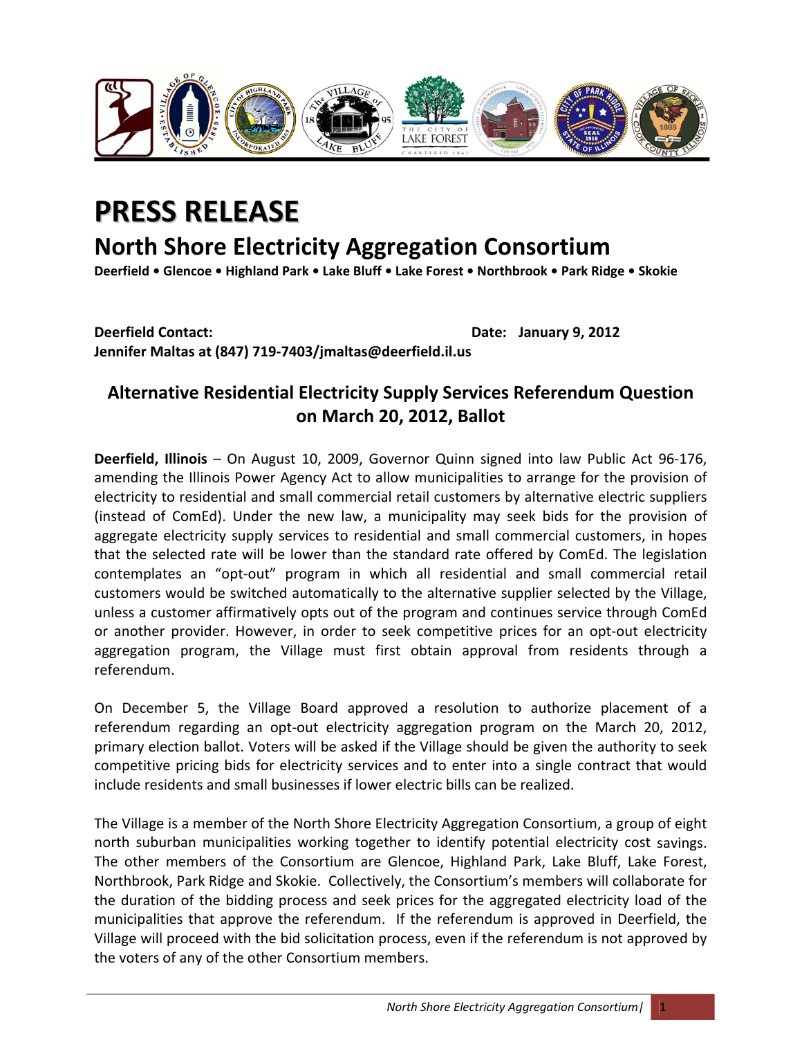# PRESS RELEASE

## North Shore Electricity Aggregation Consortium

**Deerfield • Glencoe • Highland Park • Lake Bluff • Lake Forest • Northbrook • Park Ridge • Skokie**

**Deerfield Contact:** **Date: January 9, 2012**
**Jennifer Maltas at (847) 719-7403/jmaltas@deerfield.il.us**

### Alternative Residential Electricity Supply Services Referendum Question on March 20, 2012, Ballot

**Deerfield, Illinois** – On August 10, 2009, Governor Quinn signed into law Public Act 96-176, amending the Illinois Power Agency Act to allow municipalities to arrange for the provision of electricity to residential and small commercial retail customers by alternative electric suppliers (instead of ComEd). Under the new law, a municipality may seek bids for the provision of aggregate electricity supply services to residential and small commercial customers, in hopes that the selected rate will be lower than the standard rate offered by ComEd. The legislation contemplates an "opt-out" program in which all residential and small commercial retail customers would be switched automatically to the alternative supplier selected by the Village, unless a customer affirmatively opts out of the program and continues service through ComEd or another provider. However, in order to seek competitive prices for an opt-out electricity aggregation program, the Village must first obtain approval from residents through a referendum.

On December 5, the Village Board approved a resolution to authorize placement of a referendum regarding an opt-out electricity aggregation program on the March 20, 2012, primary election ballot. Voters will be asked if the Village should be given the authority to seek competitive pricing bids for electricity services and to enter into a single contract that would include residents and small businesses if lower electric bills can be realized.

The Village is a member of the North Shore Electricity Aggregation Consortium, a group of eight north suburban municipalities working together to identify potential electricity cost savings. The other members of the Consortium are Glencoe, Highland Park, Lake Bluff, Lake Forest, Northbrook, Park Ridge and Skokie. Collectively, the Consortium's members will collaborate for the duration of the bidding process and seek prices for the aggregated electricity load of the municipalities that approve the referendum. If the referendum is approved in Deerfield, the Village will proceed with the bid solicitation process, even if the referendum is not approved by the voters of any of the other Consortium members.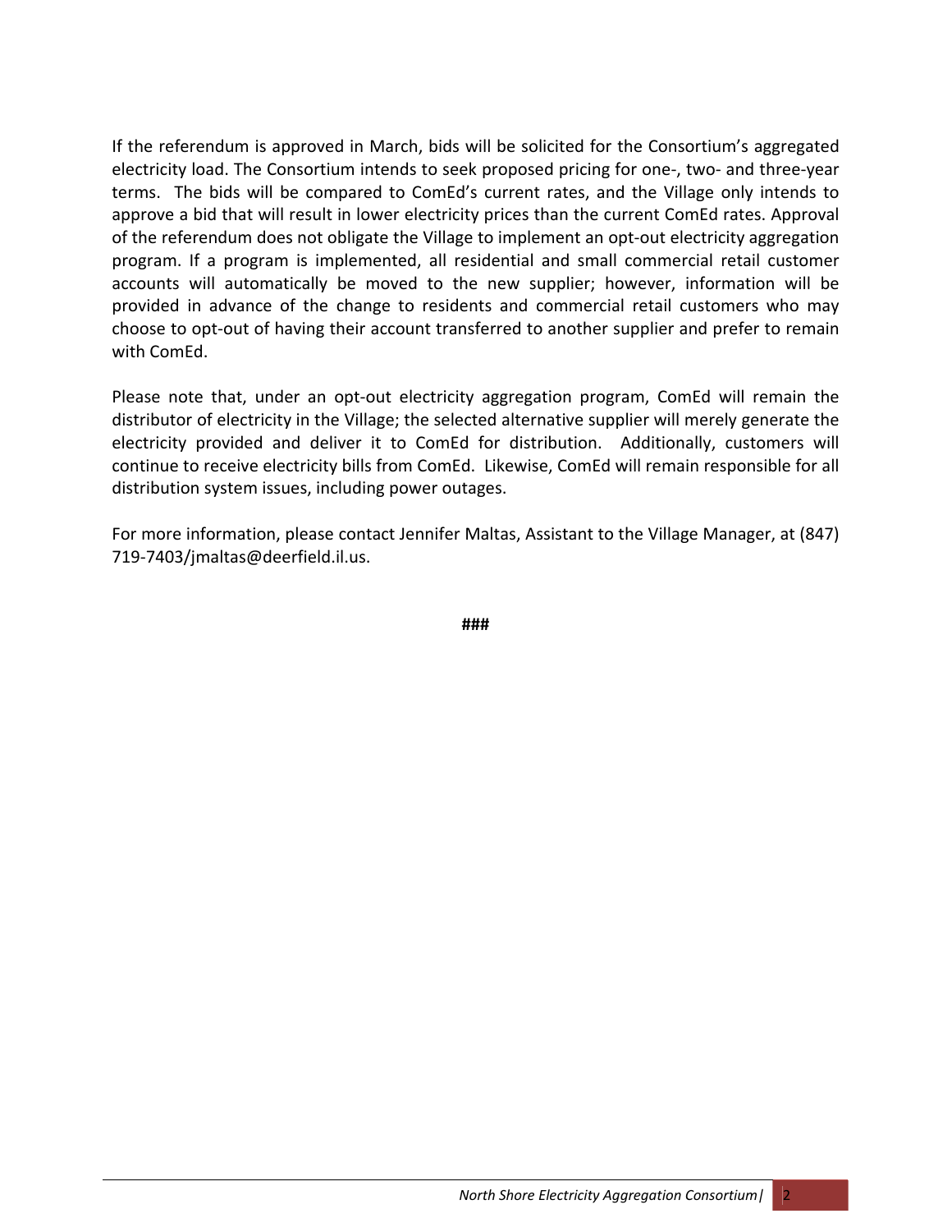If the referendum is approved in March, bids will be solicited for the Consortium's aggregated electricity load. The Consortium intends to seek proposed pricing for one-, two- and three-year terms. The bids will be compared to ComEd's current rates, and the Village only intends to approve a bid that will result in lower electricity prices than the current ComEd rates. Approval of the referendum does not obligate the Village to implement an opt-out electricity aggregation program. If a program is implemented, all residential and small commercial retail customer accounts will automatically be moved to the new supplier; however, information will be provided in advance of the change to residents and commercial retail customers who may choose to opt-out of having their account transferred to another supplier and prefer to remain with ComEd.

Please note that, under an opt-out electricity aggregation program, ComEd will remain the distributor of electricity in the Village; the selected alternative supplier will merely generate the electricity provided and deliver it to ComEd for distribution. Additionally, customers will continue to receive electricity bills from ComEd. Likewise, ComEd will remain responsible for all distribution system issues, including power outages.

For more information, please contact Jennifer Maltas, Assistant to the Village Manager, at (847) 719-7403/jmaltas@deerfield.il.us.

**###**